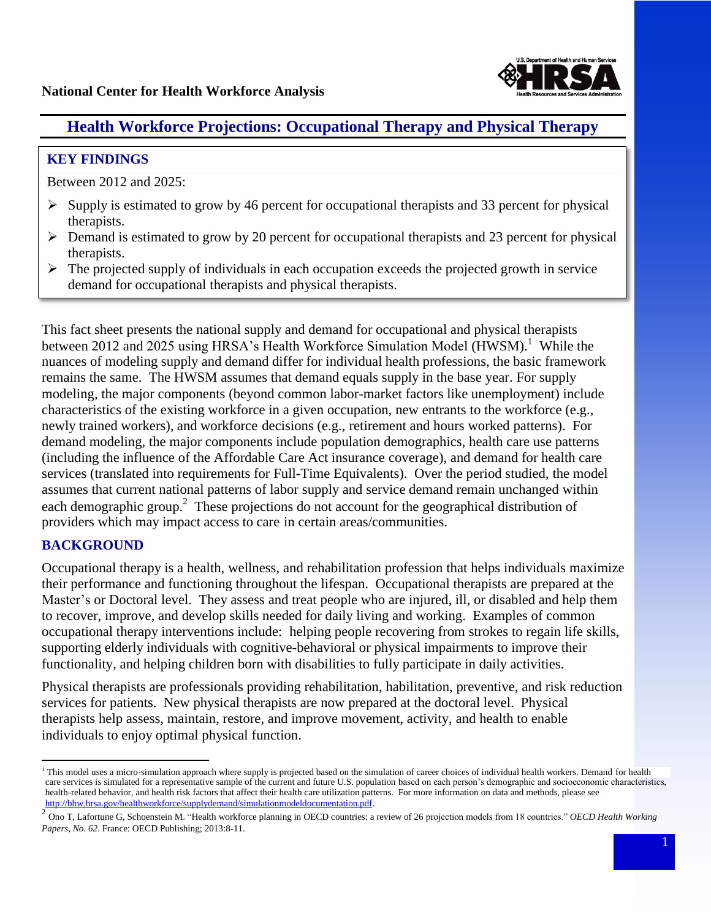**National Center for Health Workforce Analysis**

# Health Workforce Projections: Occupational Therapy and Physical Therapy

## KEY FINDINGS

Between 2012 and 2025:

- Supply is estimated to grow by 46 percent for occupational therapists and 33 percent for physical therapists.
- Demand is estimated to grow by 20 percent for occupational therapists and 23 percent for physical therapists.
- The projected supply of individuals in each occupation exceeds the projected growth in service demand for occupational therapists and physical therapists.

This fact sheet presents the national supply and demand for occupational and physical therapists between 2012 and 2025 using HRSA's Health Workforce Simulation Model (HWSM).[1] While the nuances of modeling supply and demand differ for individual health professions, the basic framework remains the same. The HWSM assumes that demand equals supply in the base year. For supply modeling, the major components (beyond common labor-market factors like unemployment) include characteristics of the existing workforce in a given occupation, new entrants to the workforce (e.g., newly trained workers), and workforce decisions (e.g., retirement and hours worked patterns). For demand modeling, the major components include population demographics, health care use patterns (including the influence of the Affordable Care Act insurance coverage), and demand for health care services (translated into requirements for Full-Time Equivalents). Over the period studied, the model assumes that current national patterns of labor supply and service demand remain unchanged within each demographic group.[2] These projections do not account for the geographical distribution of providers which may impact access to care in certain areas/communities.

## BACKGROUND

Occupational therapy is a health, wellness, and rehabilitation profession that helps individuals maximize their performance and functioning throughout the lifespan. Occupational therapists are prepared at the Master's or Doctoral level. They assess and treat people who are injured, ill, or disabled and help them to recover, improve, and develop skills needed for daily living and working. Examples of common occupational therapy interventions include: helping people recovering from strokes to regain life skills, supporting elderly individuals with cognitive-behavioral or physical impairments to improve their functionality, and helping children born with disabilities to fully participate in daily activities.

Physical therapists are professionals providing rehabilitation, habilitation, preventive, and risk reduction services for patients. New physical therapists are now prepared at the doctoral level. Physical therapists help assess, maintain, restore, and improve movement, activity, and health to enable individuals to enjoy optimal physical function.

---

[1] This model uses a micro-simulation approach where supply is projected based on the simulation of career choices of individual health workers. Demand for health care services is simulated for a representative sample of the current and future U.S. population based on each person's demographic and socioeconomic characteristics, health-related behavior, and health risk factors that affect their health care utilization patterns. For more information on data and methods, please see http://bhw.hrsa.gov/healthworkforce/supplydemand/simulationmodeldocumentation.pdf.

[2] Ono T, Lafortune G, Schoenstein M. "Health workforce planning in OECD countries: a review of 26 projection models from 18 countries." *OECD Health Working Papers, No. 62*. France: OECD Publishing; 2013:8-11.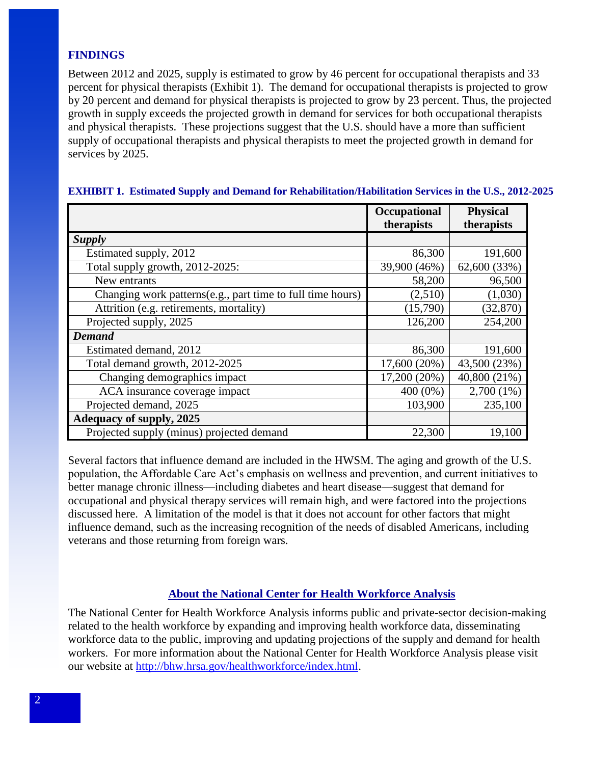## FINDINGS

Between 2012 and 2025, supply is estimated to grow by 46 percent for occupational therapists and 33 percent for physical therapists (Exhibit 1). The demand for occupational therapists is projected to grow by 20 percent and demand for physical therapists is projected to grow by 23 percent. Thus, the projected growth in supply exceeds the projected growth in demand for services for both occupational therapists and physical therapists. These projections suggest that the U.S. should have a more than sufficient supply of occupational therapists and physical therapists to meet the projected growth in demand for services by 2025.

**EXHIBIT 1. Estimated Supply and Demand for Rehabilitation/Habilitation Services in the U.S., 2012-2025**

| | Occupational therapists | Physical therapists |
|---|---|---|
| ***Supply*** | | |
| Estimated supply, 2012 | 86,300 | 191,600 |
| Total supply growth, 2012-2025: | 39,900 (46%) | 62,600 (33%) |
| New entrants | 58,200 | 96,500 |
| Changing work patterns(e.g., part time to full time hours) | (2,510) | (1,030) |
| Attrition (e.g. retirements, mortality) | (15,790) | (32,870) |
| Projected supply, 2025 | 126,200 | 254,200 |
| ***Demand*** | | |
| Estimated demand, 2012 | 86,300 | 191,600 |
| Total demand growth, 2012-2025 | 17,600 (20%) | 43,500 (23%) |
| Changing demographics impact | 17,200 (20%) | 40,800 (21%) |
| ACA insurance coverage impact | 400 (0%) | 2,700 (1%) |
| Projected demand, 2025 | 103,900 | 235,100 |
| **Adequacy of supply, 2025** | | |
| Projected supply (minus) projected demand | 22,300 | 19,100 |

Several factors that influence demand are included in the HWSM. The aging and growth of the U.S. population, the Affordable Care Act's emphasis on wellness and prevention, and current initiatives to better manage chronic illness—including diabetes and heart disease—suggest that demand for occupational and physical therapy services will remain high, and were factored into the projections discussed here. A limitation of the model is that it does not account for other factors that might influence demand, such as the increasing recognition of the needs of disabled Americans, including veterans and those returning from foreign wars.

## About the National Center for Health Workforce Analysis

The National Center for Health Workforce Analysis informs public and private-sector decision-making related to the health workforce by expanding and improving health workforce data, disseminating workforce data to the public, improving and updating projections of the supply and demand for health workers. For more information about the National Center for Health Workforce Analysis please visit our website at http://bhw.hrsa.gov/healthworkforce/index.html.